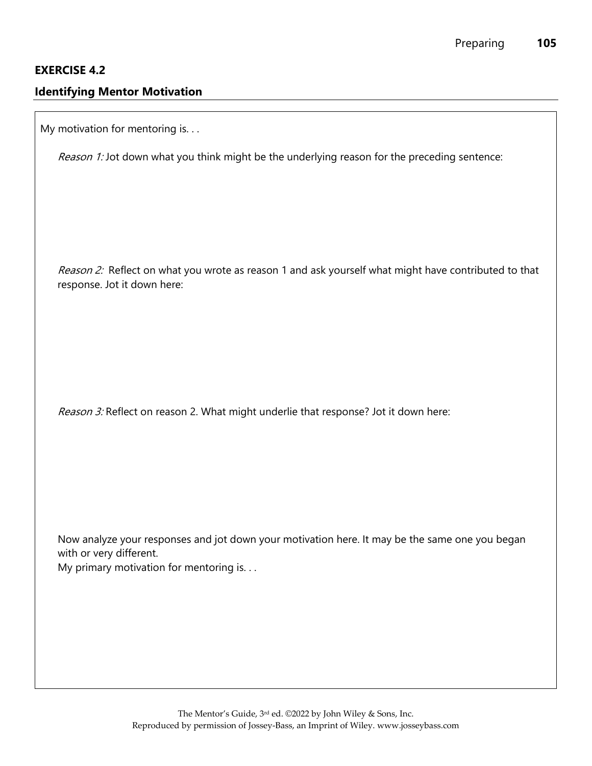## EXERCISE 4.2

### Identifying Mentor Motivation

My motivation for mentoring is. . .

*Reason 1:* Jot down what you think might be the underlying reason for the preceding sentence:

*Reason 2:* Reflect on what you wrote as reason 1 and ask yourself what might have contributed to that response. Jot it down here:

*Reason 3:* Reflect on reason 2. What might underlie that response? Jot it down here:

Now analyze your responses and jot down your motivation here. It may be the same one you began with or very different.
My primary motivation for mentoring is. . .

The Mentor's Guide, 3rd ed. ©2022 by John Wiley & Sons, Inc.
Reproduced by permission of Jossey-Bass, an Imprint of Wiley. www.josseybass.com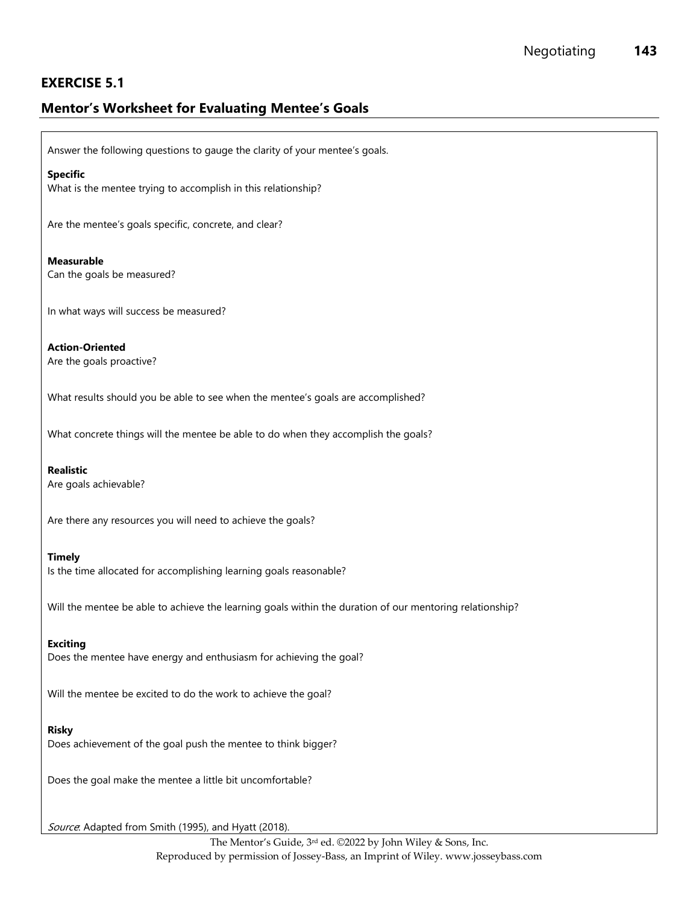## EXERCISE 5.1

## Mentor's Worksheet for Evaluating Mentee's Goals

Answer the following questions to gauge the clarity of your mentee's goals.

**Specific**

What is the mentee trying to accomplish in this relationship?

Are the mentee's goals specific, concrete, and clear?

**Measurable**

Can the goals be measured?

In what ways will success be measured?

**Action-Oriented**

Are the goals proactive?

What results should you be able to see when the mentee's goals are accomplished?

What concrete things will the mentee be able to do when they accomplish the goals?

**Realistic**

Are goals achievable?

Are there any resources you will need to achieve the goals?

**Timely**

Is the time allocated for accomplishing learning goals reasonable?

Will the mentee be able to achieve the learning goals within the duration of our mentoring relationship?

**Exciting**

Does the mentee have energy and enthusiasm for achieving the goal?

Will the mentee be excited to do the work to achieve the goal?

**Risky**

Does achievement of the goal push the mentee to think bigger?

Does the goal make the mentee a little bit uncomfortable?

*Source*: Adapted from Smith (1995), and Hyatt (2018).

The Mentor's Guide, 3rd ed. ©2022 by John Wiley & Sons, Inc.
Reproduced by permission of Jossey-Bass, an Imprint of Wiley. www.josseybass.com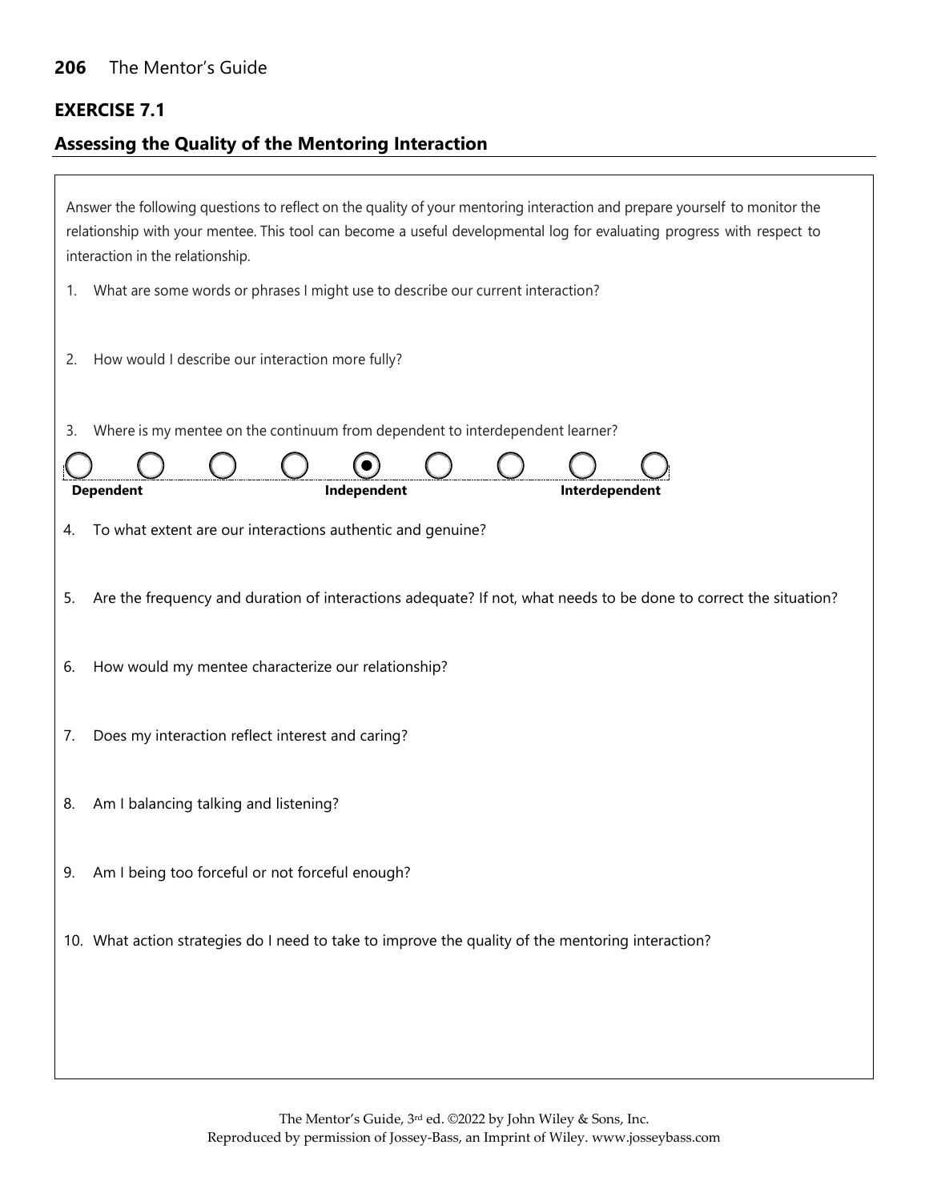## EXERCISE 7.1

## Assessing the Quality of the Mentoring Interaction

Answer the following questions to reflect on the quality of your mentoring interaction and prepare yourself to monitor the relationship with your mentee. This tool can become a useful developmental log for evaluating progress with respect to interaction in the relationship.

1. What are some words or phrases I might use to describe our current interaction?

2. How would I describe our interaction more fully?

3. Where is my mentee on the continuum from dependent to interdependent learner?

○ ○ ○ ○ ◉ ○ ○ ○ ○

**Dependent** **Independent** **Interdependent**

4. To what extent are our interactions authentic and genuine?

5. Are the frequency and duration of interactions adequate? If not, what needs to be done to correct the situation?

6. How would my mentee characterize our relationship?

7. Does my interaction reflect interest and caring?

8. Am I balancing talking and listening?

9. Am I being too forceful or not forceful enough?

10. What action strategies do I need to take to improve the quality of the mentoring interaction?

The Mentor's Guide, 3rd ed. ©2022 by John Wiley & Sons, Inc.
Reproduced by permission of Jossey-Bass, an Imprint of Wiley. www.josseybass.com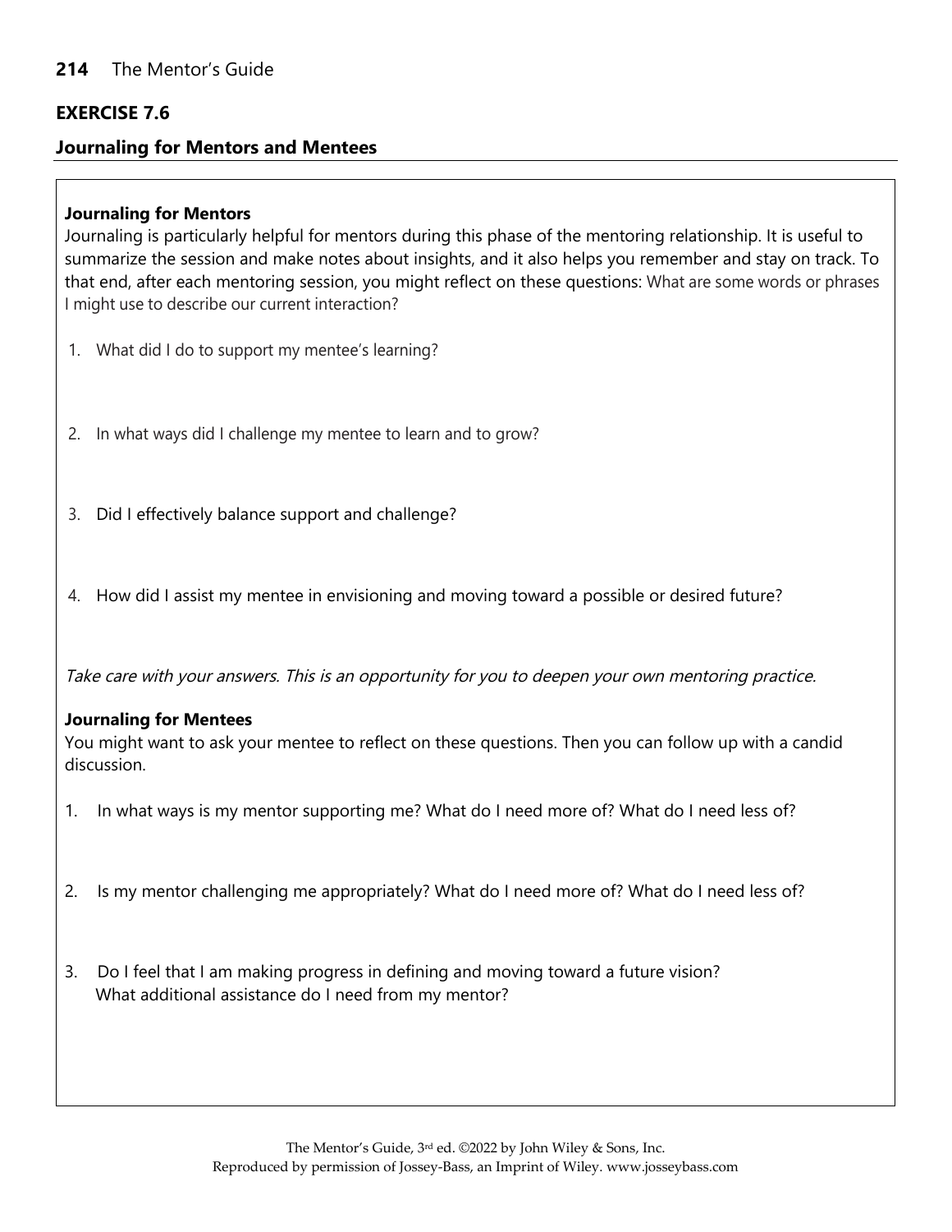## EXERCISE 7.6

### Journaling for Mentors and Mentees

**Journaling for Mentors**

Journaling is particularly helpful for mentors during this phase of the mentoring relationship. It is useful to summarize the session and make notes about insights, and it also helps you remember and stay on track. To that end, after each mentoring session, you might reflect on these questions: What are some words or phrases I might use to describe our current interaction?

1. What did I do to support my mentee's learning?

2. In what ways did I challenge my mentee to learn and to grow?

3. Did I effectively balance support and challenge?

4. How did I assist my mentee in envisioning and moving toward a possible or desired future?

*Take care with your answers. This is an opportunity for you to deepen your own mentoring practice.*

**Journaling for Mentees**

You might want to ask your mentee to reflect on these questions. Then you can follow up with a candid discussion.

1. In what ways is my mentor supporting me? What do I need more of? What do I need less of?

2. Is my mentor challenging me appropriately? What do I need more of? What do I need less of?

3. Do I feel that I am making progress in defining and moving toward a future vision? What additional assistance do I need from my mentor?

The Mentor's Guide, 3rd ed. ©2022 by John Wiley & Sons, Inc.
Reproduced by permission of Jossey-Bass, an Imprint of Wiley. www.josseybass.com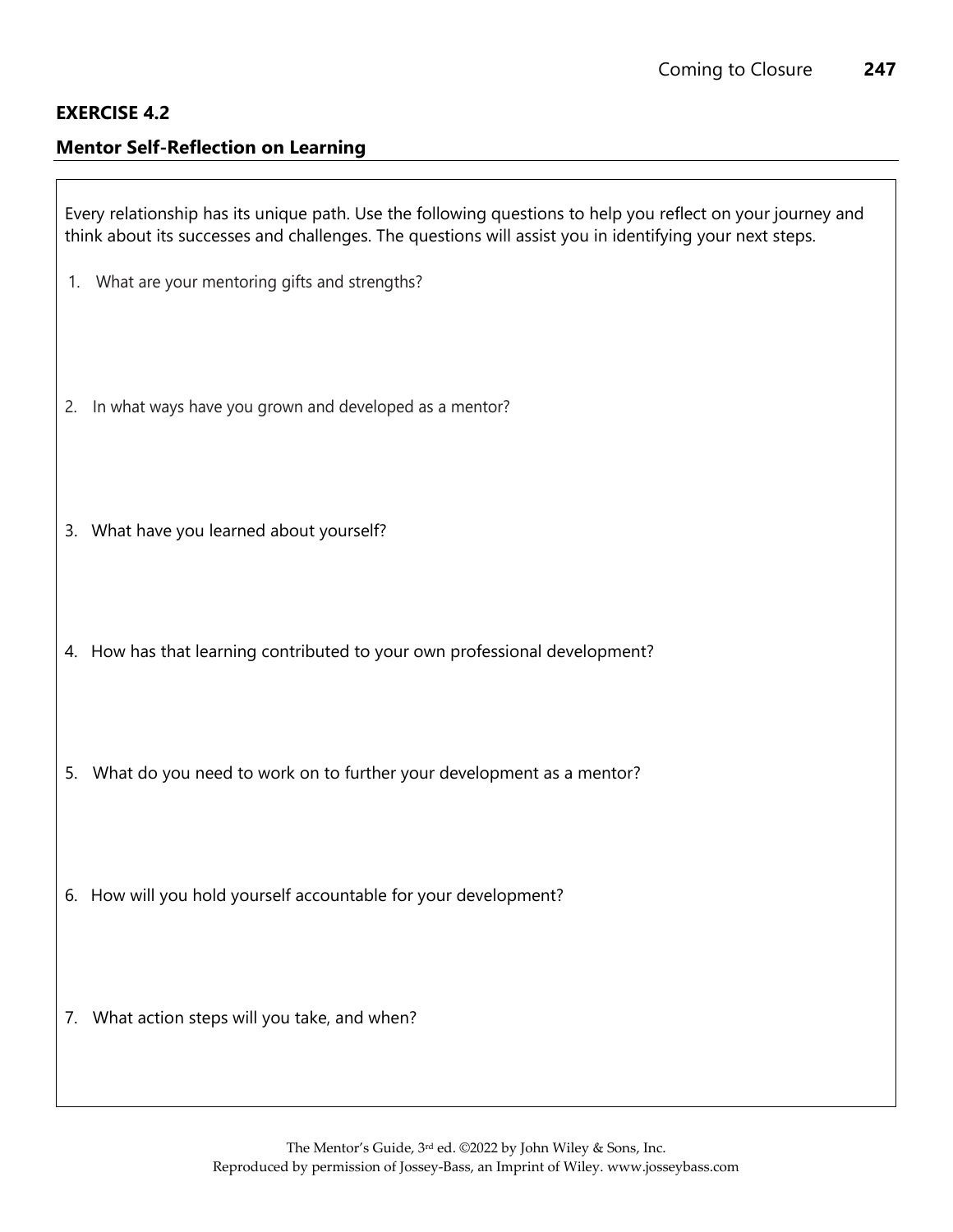## EXERCISE 4.2

### Mentor Self-Reflection on Learning

Every relationship has its unique path. Use the following questions to help you reflect on your journey and think about its successes and challenges. The questions will assist you in identifying your next steps.

1. What are your mentoring gifts and strengths?

2. In what ways have you grown and developed as a mentor?

3. What have you learned about yourself?

4. How has that learning contributed to your own professional development?

5. What do you need to work on to further your development as a mentor?

6. How will you hold yourself accountable for your development?

7. What action steps will you take, and when?

The Mentor's Guide, 3rd ed. ©2022 by John Wiley & Sons, Inc.
Reproduced by permission of Jossey-Bass, an Imprint of Wiley. www.josseybass.com